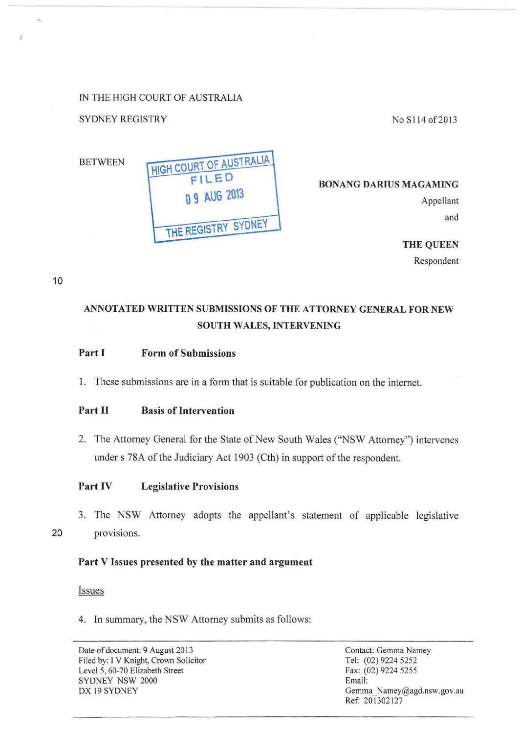IN THE HIGH COURT OF AUSTRALIA

SYDNEY REGISTRY

No S114 of 2013

BETWEEN

HIGH COURT OF AUSTRALIA
FILED
09 AUG 2013
THE REGISTRY SYDNEY

**BONANG DARIUS MAGAMING**

Appellant

and

**THE QUEEN**

Respondent

## ANNOTATED WRITTEN SUBMISSIONS OF THE ATTORNEY GENERAL FOR NEW SOUTH WALES, INTERVENING

### Part I Form of Submissions

1. These submissions are in a form that is suitable for publication on the internet.

### Part II Basis of Intervention

2. The Attorney General for the State of New South Wales ("NSW Attorney") intervenes under s 78A of the Judiciary Act 1903 (Cth) in support of the respondent.

### Part IV Legislative Provisions

3. The NSW Attorney adopts the appellant's statement of applicable legislative provisions.

### Part V Issues presented by the matter and argument

Issues

4. In summary, the NSW Attorney submits as follows:

---

Date of document: 9 August 2013
Filed by: I V Knight, Crown Solicitor
Level 5, 60-70 Elizabeth Street
SYDNEY NSW 2000
DX 19 SYDNEY

Contact: Gemma Namey
Tel: (02) 9224 5252
Fax: (02) 9224 5255
Email:
Gemma_Namey@agd.nsw.gov.au
Ref: 201302127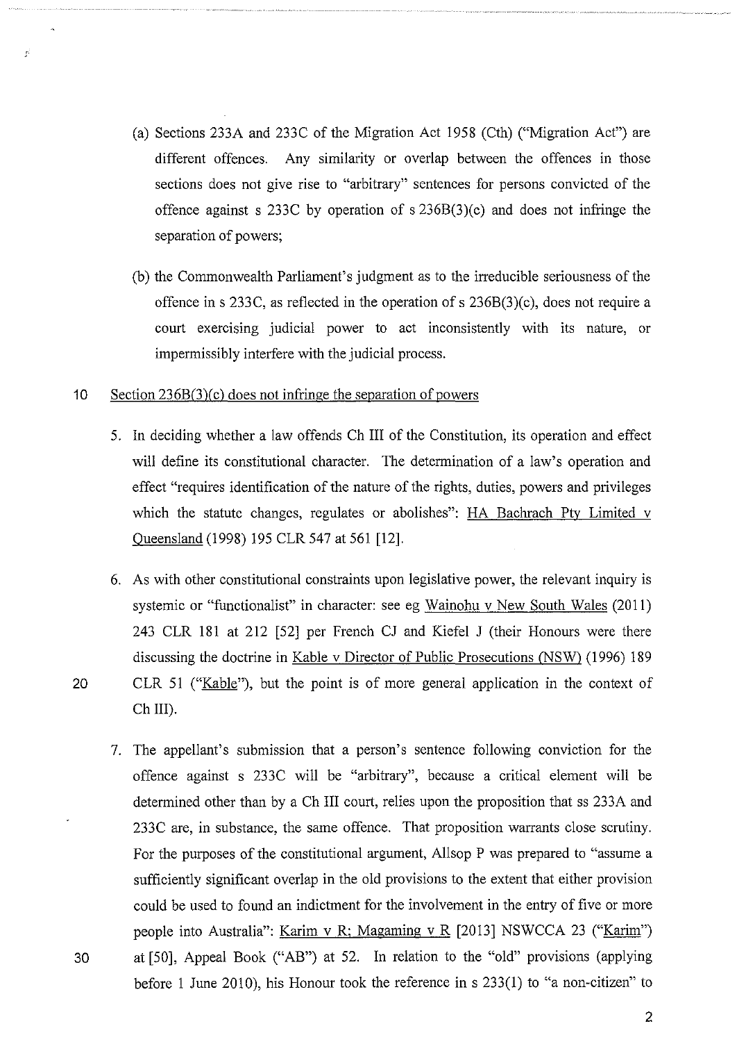(a) Sections 233A and 233C of the Migration Act 1958 (Cth) ("Migration Act") are different offences. Any similarity or overlap between the offences in those sections does not give rise to "arbitrary" sentences for persons convicted of the offence against s 233C by operation of s 236B(3)(c) and does not infringe the separation of powers;

(b) the Commonwealth Parliament's judgment as to the irreducible seriousness of the offence in s 233C, as reflected in the operation of s 236B(3)(c), does not require a court exercising judicial power to act inconsistently with its nature, or impermissibly interfere with the judicial process.

## Section 236B(3)(c) does not infringe the separation of powers

5. In deciding whether a law offends Ch III of the Constitution, its operation and effect will define its constitutional character. The determination of a law's operation and effect "requires identification of the nature of the rights, duties, powers and privileges which the statute changes, regulates or abolishes": HA Bachrach Pty Limited v Queensland (1998) 195 CLR 547 at 561 [12].

6. As with other constitutional constraints upon legislative power, the relevant inquiry is systemic or "functionalist" in character: see eg Wainohu v New South Wales (2011) 243 CLR 181 at 212 [52] per French CJ and Kiefel J (their Honours were there discussing the doctrine in Kable v Director of Public Prosecutions (NSW) (1996) 189 CLR 51 ("Kable"), but the point is of more general application in the context of Ch III).

7. The appellant's submission that a person's sentence following conviction for the offence against s 233C will be "arbitrary", because a critical element will be determined other than by a Ch III court, relies upon the proposition that ss 233A and 233C are, in substance, the same offence. That proposition warrants close scrutiny. For the purposes of the constitutional argument, Allsop P was prepared to "assume a sufficiently significant overlap in the old provisions to the extent that either provision could be used to found an indictment for the involvement in the entry of five or more people into Australia": Karim v R; Magaming v R [2013] NSWCCA 23 ("Karim") at [50], Appeal Book ("AB") at 52. In relation to the "old" provisions (applying before 1 June 2010), his Honour took the reference in s 233(1) to "a non-citizen" to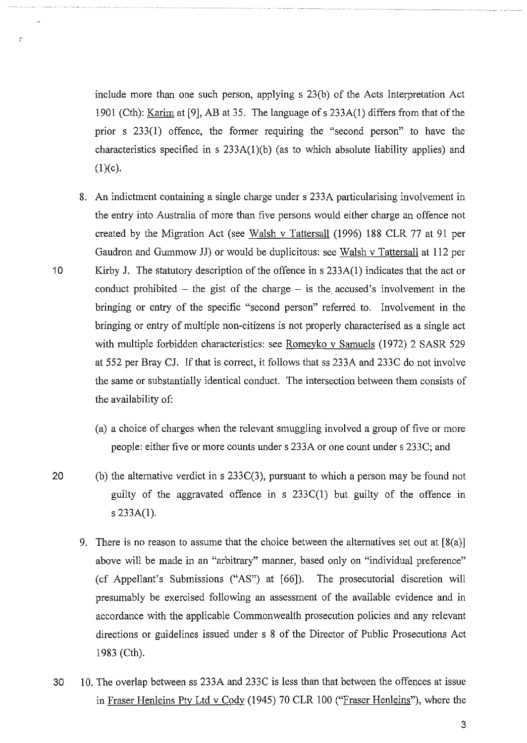include more than one such person, applying s 23(b) of the Acts Interpretation Act 1901 (Cth): Karim at [9], AB at 35. The language of s 233A(1) differs from that of the prior s 233(1) offence, the former requiring the "second person" to have the characteristics specified in s 233A(1)(b) (as to which absolute liability applies) and (1)(c).

8. An indictment containing a single charge under s 233A particularising involvement in the entry into Australia of more than five persons would either charge an offence not created by the Migration Act (see Walsh v Tattersall (1996) 188 CLR 77 at 91 per Gaudron and Gummow JJ) or would be duplicitous: see Walsh v Tattersall at 112 per Kirby J. The statutory description of the offence in s 233A(1) indicates that the act or conduct prohibited – the gist of the charge – is the accused's involvement in the bringing or entry of the specific "second person" referred to. Involvement in the bringing or entry of multiple non-citizens is not properly characterised as a single act with multiple forbidden characteristics: see Romeyko v Samuels (1972) 2 SASR 529 at 552 per Bray CJ. If that is correct, it follows that ss 233A and 233C do not involve the same or substantially identical conduct. The intersection between them consists of the availability of:

   (a) a choice of charges when the relevant smuggling involved a group of five or more people: either five or more counts under s 233A or one count under s 233C; and

   (b) the alternative verdict in s 233C(3), pursuant to which a person may be found not guilty of the aggravated offence in s 233C(1) but guilty of the offence in s 233A(1).

9. There is no reason to assume that the choice between the alternatives set out at [8(a)] above will be made in an "arbitrary" manner, based only on "individual preference" (cf Appellant's Submissions ("AS") at [66]). The prosecutorial discretion will presumably be exercised following an assessment of the available evidence and in accordance with the applicable Commonwealth prosecution policies and any relevant directions or guidelines issued under s 8 of the Director of Public Prosecutions Act 1983 (Cth).

10. The overlap between ss 233A and 233C is less than that between the offences at issue in Fraser Henleins Pty Ltd v Cody (1945) 70 CLR 100 ("Fraser Henleins"), where the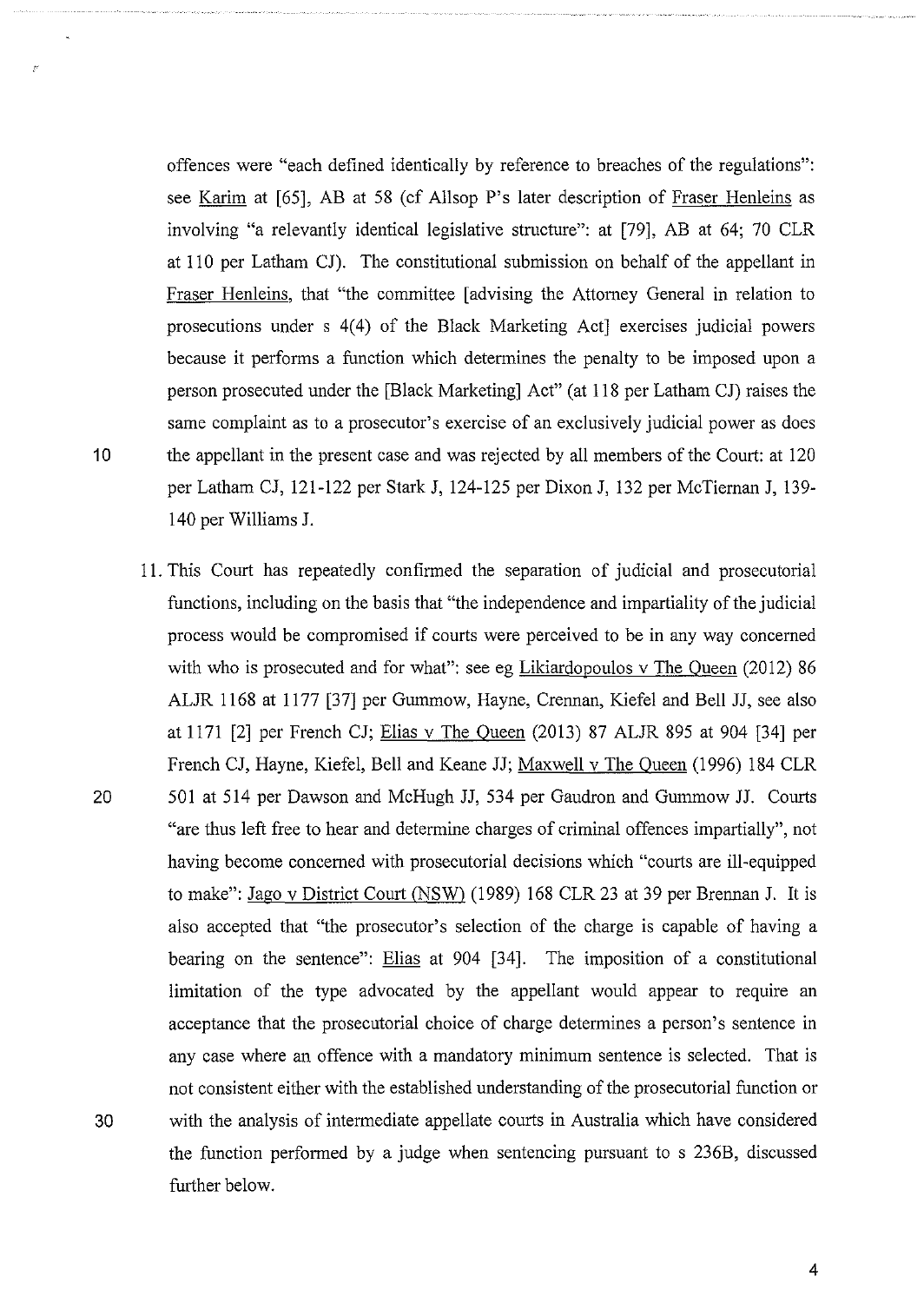offences were "each defined identically by reference to breaches of the regulations": see Karim at [65], AB at 58 (cf Allsop P's later description of Fraser Henleins as involving "a relevantly identical legislative structure": at [79], AB at 64; 70 CLR at 110 per Latham CJ). The constitutional submission on behalf of the appellant in Fraser Henleins, that "the committee [advising the Attorney General in relation to prosecutions under s 4(4) of the Black Marketing Act] exercises judicial powers because it performs a function which determines the penalty to be imposed upon a person prosecuted under the [Black Marketing] Act" (at 118 per Latham CJ) raises the same complaint as to a prosecutor's exercise of an exclusively judicial power as does the appellant in the present case and was rejected by all members of the Court: at 120 per Latham CJ, 121-122 per Stark J, 124-125 per Dixon J, 132 per McTiernan J, 139-140 per Williams J.

11. This Court has repeatedly confirmed the separation of judicial and prosecutorial functions, including on the basis that "the independence and impartiality of the judicial process would be compromised if courts were perceived to be in any way concerned with who is prosecuted and for what": see eg Likiardopoulos v The Queen (2012) 86 ALJR 1168 at 1177 [37] per Gummow, Hayne, Crennan, Kiefel and Bell JJ, see also at 1171 [2] per French CJ; Elias v The Queen (2013) 87 ALJR 895 at 904 [34] per French CJ, Hayne, Kiefel, Bell and Keane JJ; Maxwell v The Queen (1996) 184 CLR 501 at 514 per Dawson and McHugh JJ, 534 per Gaudron and Gummow JJ. Courts "are thus left free to hear and determine charges of criminal offences impartially", not having become concerned with prosecutorial decisions which "courts are ill-equipped to make": Jago v District Court (NSW) (1989) 168 CLR 23 at 39 per Brennan J. It is also accepted that "the prosecutor's selection of the charge is capable of having a bearing on the sentence": Elias at 904 [34]. The imposition of a constitutional limitation of the type advocated by the appellant would appear to require an acceptance that the prosecutorial choice of charge determines a person's sentence in any case where an offence with a mandatory minimum sentence is selected. That is not consistent either with the established understanding of the prosecutorial function or with the analysis of intermediate appellate courts in Australia which have considered the function performed by a judge when sentencing pursuant to s 236B, discussed further below.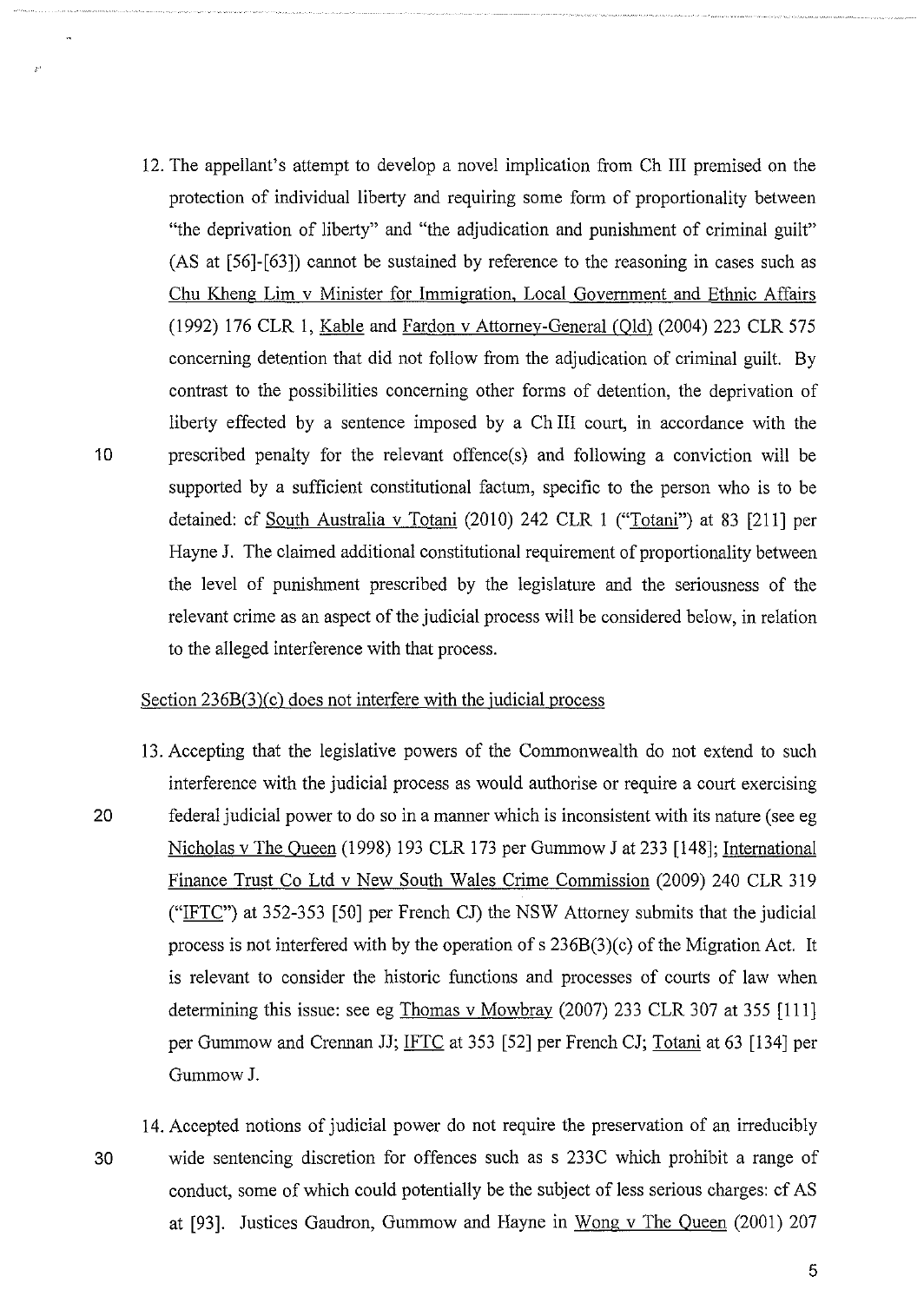12. The appellant's attempt to develop a novel implication from Ch III premised on the protection of individual liberty and requiring some form of proportionality between "the deprivation of liberty" and "the adjudication and punishment of criminal guilt" (AS at [56]-[63]) cannot be sustained by reference to the reasoning in cases such as Chu Kheng Lim v Minister for Immigration, Local Government and Ethnic Affairs (1992) 176 CLR 1, Kable and Fardon v Attorney-General (Qld) (2004) 223 CLR 575 concerning detention that did not follow from the adjudication of criminal guilt. By contrast to the possibilities concerning other forms of detention, the deprivation of liberty effected by a sentence imposed by a Ch III court, in accordance with the prescribed penalty for the relevant offence(s) and following a conviction will be supported by a sufficient constitutional factum, specific to the person who is to be detained: cf South Australia v Totani (2010) 242 CLR 1 ("Totani") at 83 [211] per Hayne J. The claimed additional constitutional requirement of proportionality between the level of punishment prescribed by the legislature and the seriousness of the relevant crime as an aspect of the judicial process will be considered below, in relation to the alleged interference with that process.

Section 236B(3)(c) does not interfere with the judicial process

13. Accepting that the legislative powers of the Commonwealth do not extend to such interference with the judicial process as would authorise or require a court exercising federal judicial power to do so in a manner which is inconsistent with its nature (see eg Nicholas v The Queen (1998) 193 CLR 173 per Gummow J at 233 [148]; International Finance Trust Co Ltd v New South Wales Crime Commission (2009) 240 CLR 319 ("IFTC") at 352-353 [50] per French CJ) the NSW Attorney submits that the judicial process is not interfered with by the operation of s 236B(3)(c) of the Migration Act. It is relevant to consider the historic functions and processes of courts of law when determining this issue: see eg Thomas v Mowbray (2007) 233 CLR 307 at 355 [111] per Gummow and Crennan JJ; IFTC at 353 [52] per French CJ; Totani at 63 [134] per Gummow J.

14. Accepted notions of judicial power do not require the preservation of an irreducibly wide sentencing discretion for offences such as s 233C which prohibit a range of conduct, some of which could potentially be the subject of less serious charges: cf AS at [93]. Justices Gaudron, Gummow and Hayne in Wong v The Queen (2001) 207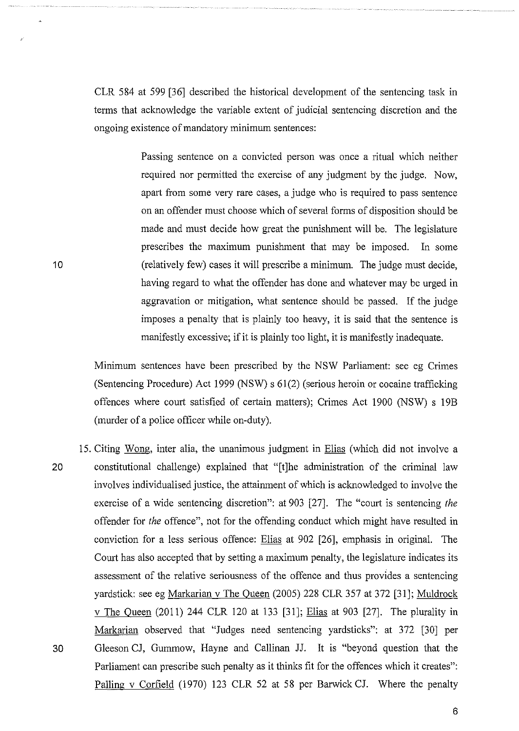CLR 584 at 599 [36] described the historical development of the sentencing task in terms that acknowledge the variable extent of judicial sentencing discretion and the ongoing existence of mandatory minimum sentences:

> Passing sentence on a convicted person was once a ritual which neither required nor permitted the exercise of any judgment by the judge. Now, apart from some very rare cases, a judge who is required to pass sentence on an offender must choose which of several forms of disposition should be made and must decide how great the punishment will be. The legislature prescribes the maximum punishment that may be imposed. In some (relatively few) cases it will prescribe a minimum. The judge must decide, having regard to what the offender has done and whatever may be urged in aggravation or mitigation, what sentence should be passed. If the judge imposes a penalty that is plainly too heavy, it is said that the sentence is manifestly excessive; if it is plainly too light, it is manifestly inadequate.

Minimum sentences have been prescribed by the NSW Parliament: see eg Crimes (Sentencing Procedure) Act 1999 (NSW) s 61(2) (serious heroin or cocaine trafficking offences where court satisfied of certain matters); Crimes Act 1900 (NSW) s 19B (murder of a police officer while on-duty).

15. Citing Wong, inter alia, the unanimous judgment in Elias (which did not involve a constitutional challenge) explained that "[t]he administration of the criminal law involves individualised justice, the attainment of which is acknowledged to involve the exercise of a wide sentencing discretion": at 903 [27]. The "court is sentencing *the* offender for *the* offence", not for the offending conduct which might have resulted in conviction for a less serious offence: Elias at 902 [26], emphasis in original. The Court has also accepted that by setting a maximum penalty, the legislature indicates its assessment of the relative seriousness of the offence and thus provides a sentencing yardstick: see eg Markarian v The Queen (2005) 228 CLR 357 at 372 [31]; Muldrock v The Queen (2011) 244 CLR 120 at 133 [31]; Elias at 903 [27]. The plurality in Markarian observed that "Judges need sentencing yardsticks": at 372 [30] per Gleeson CJ, Gummow, Hayne and Callinan JJ. It is "beyond question that the Parliament can prescribe such penalty as it thinks fit for the offences which it creates": Palling v Corfield (1970) 123 CLR 52 at 58 per Barwick CJ. Where the penalty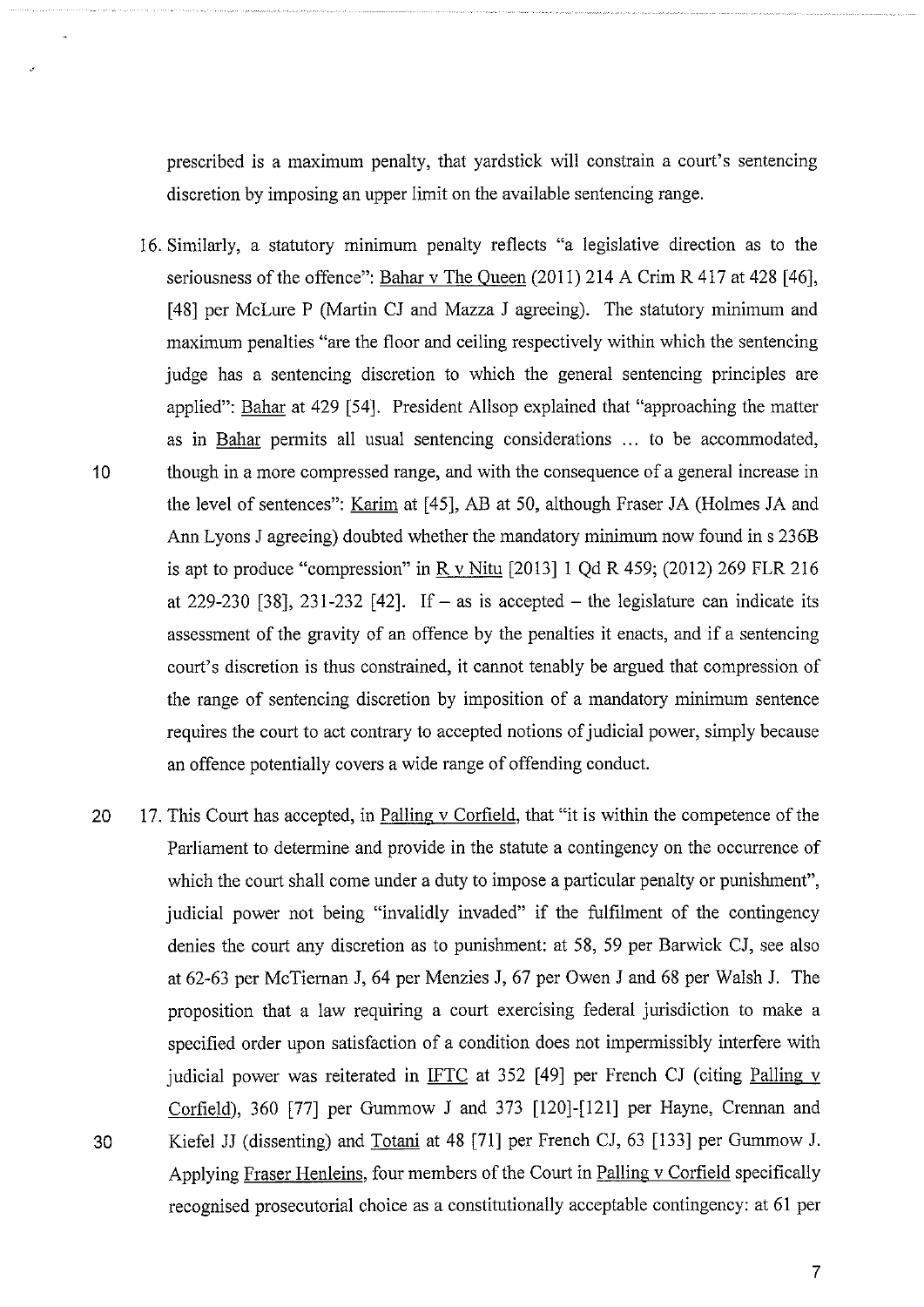prescribed is a maximum penalty, that yardstick will constrain a court's sentencing discretion by imposing an upper limit on the available sentencing range.

16. Similarly, a statutory minimum penalty reflects "a legislative direction as to the seriousness of the offence": Bahar v The Queen (2011) 214 A Crim R 417 at 428 [46], [48] per McLure P (Martin CJ and Mazza J agreeing). The statutory minimum and maximum penalties "are the floor and ceiling respectively within which the sentencing judge has a sentencing discretion to which the general sentencing principles are applied": Bahar at 429 [54]. President Allsop explained that "approaching the matter as in Bahar permits all usual sentencing considerations ... to be accommodated, though in a more compressed range, and with the consequence of a general increase in the level of sentences": Karim at [45], AB at 50, although Fraser JA (Holmes JA and Ann Lyons J agreeing) doubted whether the mandatory minimum now found in s 236B is apt to produce "compression" in R v Nitu [2013] 1 Qd R 459; (2012) 269 FLR 216 at 229-230 [38], 231-232 [42]. If – as is accepted – the legislature can indicate its assessment of the gravity of an offence by the penalties it enacts, and if a sentencing court's discretion is thus constrained, it cannot tenably be argued that compression of the range of sentencing discretion by imposition of a mandatory minimum sentence requires the court to act contrary to accepted notions of judicial power, simply because an offence potentially covers a wide range of offending conduct.

17. This Court has accepted, in Palling v Corfield, that "it is within the competence of the Parliament to determine and provide in the statute a contingency on the occurrence of which the court shall come under a duty to impose a particular penalty or punishment", judicial power not being "invalidly invaded" if the fulfilment of the contingency denies the court any discretion as to punishment: at 58, 59 per Barwick CJ, see also at 62-63 per McTiernan J, 64 per Menzies J, 67 per Owen J and 68 per Walsh J. The proposition that a law requiring a court exercising federal jurisdiction to make a specified order upon satisfaction of a condition does not impermissibly interfere with judicial power was reiterated in IFTC at 352 [49] per French CJ (citing Palling v Corfield), 360 [77] per Gummow J and 373 [120]-[121] per Hayne, Crennan and Kiefel JJ (dissenting) and Totani at 48 [71] per French CJ, 63 [133] per Gummow J. Applying Fraser Henleins, four members of the Court in Palling v Corfield specifically recognised prosecutorial choice as a constitutionally acceptable contingency: at 61 per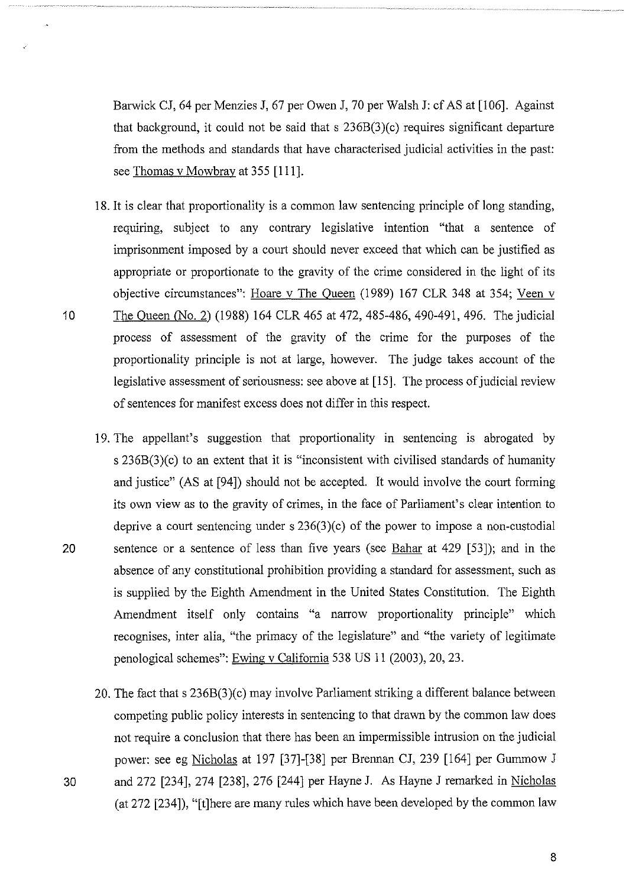Barwick CJ, 64 per Menzies J, 67 per Owen J, 70 per Walsh J: cf AS at [106]. Against that background, it could not be said that s 236B(3)(c) requires significant departure from the methods and standards that have characterised judicial activities in the past: see Thomas v Mowbray at 355 [111].

18. It is clear that proportionality is a common law sentencing principle of long standing, requiring, subject to any contrary legislative intention "that a sentence of imprisonment imposed by a court should never exceed that which can be justified as appropriate or proportionate to the gravity of the crime considered in the light of its objective circumstances": Hoare v The Queen (1989) 167 CLR 348 at 354; Veen v The Queen (No. 2) (1988) 164 CLR 465 at 472, 485-486, 490-491, 496. The judicial process of assessment of the gravity of the crime for the purposes of the proportionality principle is not at large, however. The judge takes account of the legislative assessment of seriousness: see above at [15]. The process of judicial review of sentences for manifest excess does not differ in this respect.

19. The appellant's suggestion that proportionality in sentencing is abrogated by s 236B(3)(c) to an extent that it is "inconsistent with civilised standards of humanity and justice" (AS at [94]) should not be accepted. It would involve the court forming its own view as to the gravity of crimes, in the face of Parliament's clear intention to deprive a court sentencing under s 236(3)(c) of the power to impose a non-custodial sentence or a sentence of less than five years (see Bahar at 429 [53]); and in the absence of any constitutional prohibition providing a standard for assessment, such as is supplied by the Eighth Amendment in the United States Constitution. The Eighth Amendment itself only contains "a narrow proportionality principle" which recognises, inter alia, "the primacy of the legislature" and "the variety of legitimate penological schemes": Ewing v California 538 US 11 (2003), 20, 23.

20. The fact that s 236B(3)(c) may involve Parliament striking a different balance between competing public policy interests in sentencing to that drawn by the common law does not require a conclusion that there has been an impermissible intrusion on the judicial power: see eg Nicholas at 197 [37]-[38] per Brennan CJ, 239 [164] per Gummow J and 272 [234], 274 [238], 276 [244] per Hayne J. As Hayne J remarked in Nicholas (at 272 [234]), "[t]here are many rules which have been developed by the common law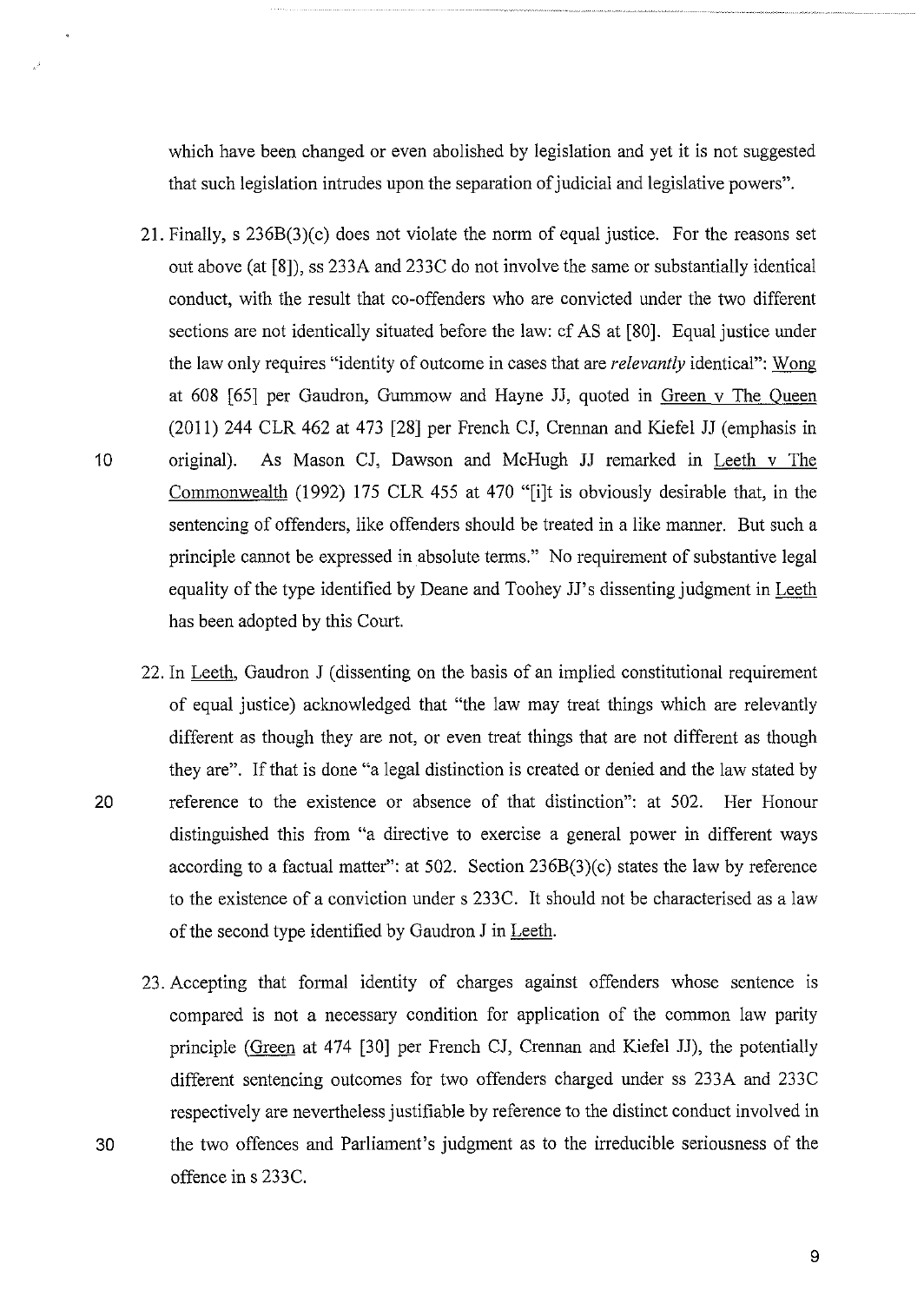which have been changed or even abolished by legislation and yet it is not suggested that such legislation intrudes upon the separation of judicial and legislative powers".

21. Finally, s 236B(3)(c) does not violate the norm of equal justice. For the reasons set out above (at [8]), ss 233A and 233C do not involve the same or substantially identical conduct, with the result that co-offenders who are convicted under the two different sections are not identically situated before the law: cf AS at [80]. Equal justice under the law only requires "identity of outcome in cases that are *relevantly* identical": Wong at 608 [65] per Gaudron, Gummow and Hayne JJ, quoted in Green v The Queen (2011) 244 CLR 462 at 473 [28] per French CJ, Crennan and Kiefel JJ (emphasis in original). As Mason CJ, Dawson and McHugh JJ remarked in Leeth v The Commonwealth (1992) 175 CLR 455 at 470 "[i]t is obviously desirable that, in the sentencing of offenders, like offenders should be treated in a like manner. But such a principle cannot be expressed in absolute terms." No requirement of substantive legal equality of the type identified by Deane and Toohey JJ's dissenting judgment in Leeth has been adopted by this Court.

22. In Leeth, Gaudron J (dissenting on the basis of an implied constitutional requirement of equal justice) acknowledged that "the law may treat things which are relevantly different as though they are not, or even treat things that are not different as though they are". If that is done "a legal distinction is created or denied and the law stated by reference to the existence or absence of that distinction": at 502. Her Honour distinguished this from "a directive to exercise a general power in different ways according to a factual matter": at 502. Section 236B(3)(c) states the law by reference to the existence of a conviction under s 233C. It should not be characterised as a law of the second type identified by Gaudron J in Leeth.

23. Accepting that formal identity of charges against offenders whose sentence is compared is not a necessary condition for application of the common law parity principle (Green at 474 [30] per French CJ, Crennan and Kiefel JJ), the potentially different sentencing outcomes for two offenders charged under ss 233A and 233C respectively are nevertheless justifiable by reference to the distinct conduct involved in the two offences and Parliament's judgment as to the irreducible seriousness of the offence in s 233C.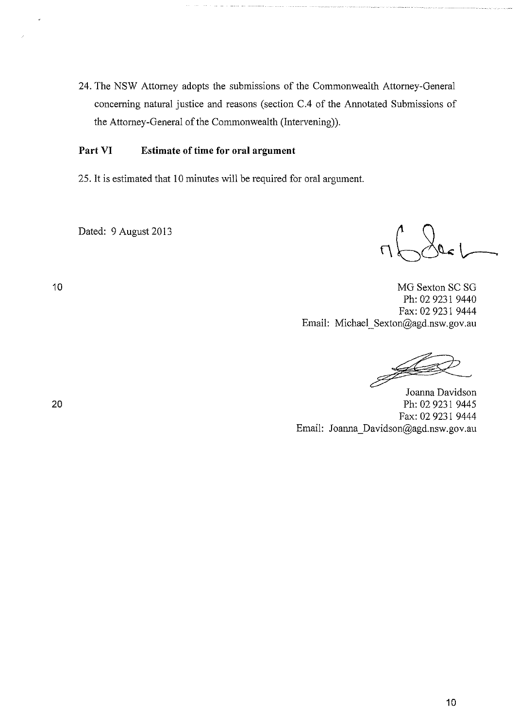24. The NSW Attorney adopts the submissions of the Commonwealth Attorney-General concerning natural justice and reasons (section C.4 of the Annotated Submissions of the Attorney-General of the Commonwealth (Intervening)).

**Part VI Estimate of time for oral argument**

25. It is estimated that 10 minutes will be required for oral argument.

Dated: 9 August 2013

MG Sexton SC SG
Ph: 02 9231 9440
Fax: 02 9231 9444
Email: Michael_Sexton@agd.nsw.gov.au

Joanna Davidson
Ph: 02 9231 9445
Fax: 02 9231 9444
Email: Joanna_Davidson@agd.nsw.gov.au